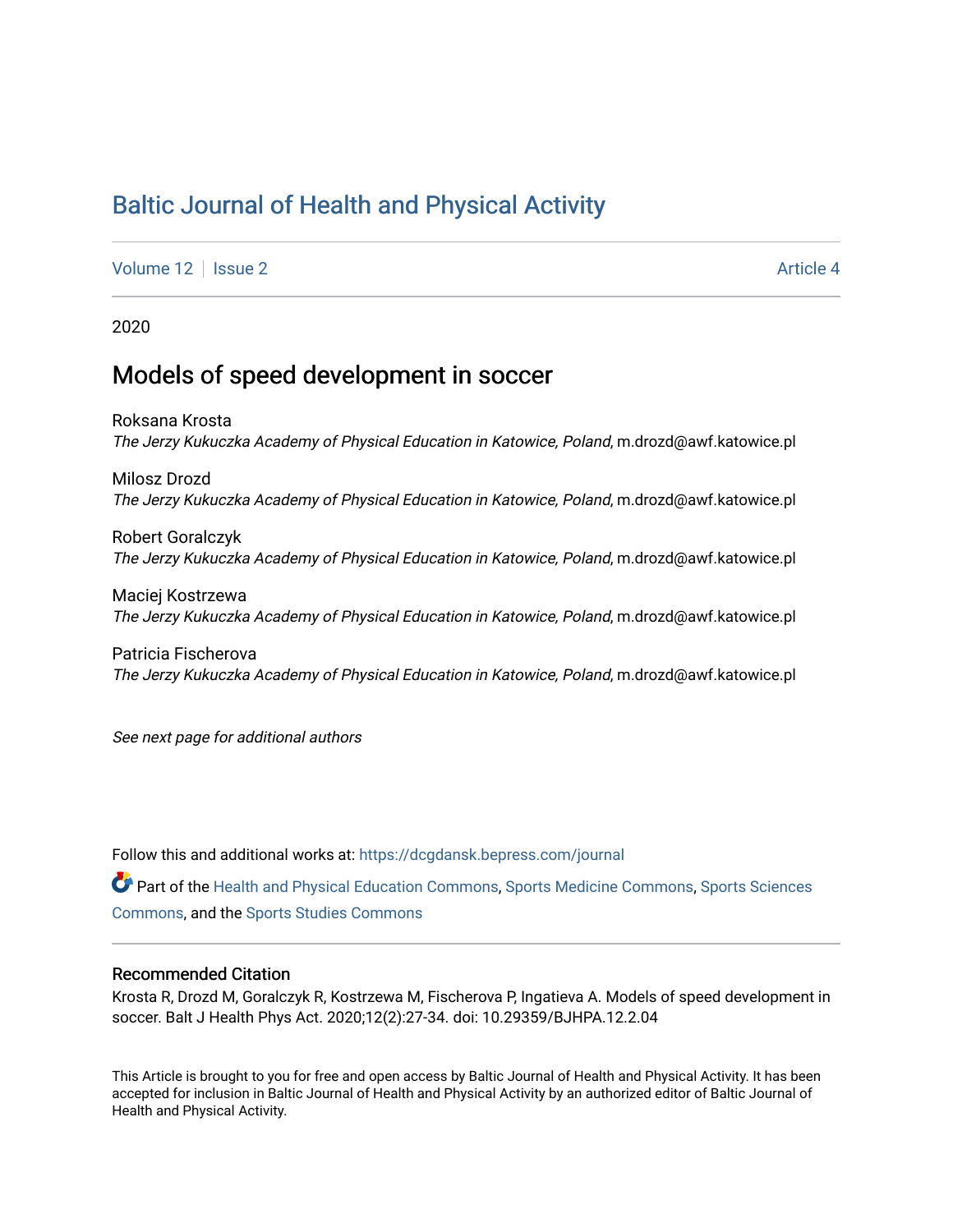# Baltic Journal of Health and Physical Activity

Volume 12 | Issue 2 Article 4

2020

## Models of speed development in soccer

Roksana Krosta
*The Jerzy Kukuczka Academy of Physical Education in Katowice, Poland*, m.drozd@awf.katowice.pl

Milosz Drozd
*The Jerzy Kukuczka Academy of Physical Education in Katowice, Poland*, m.drozd@awf.katowice.pl

Robert Goralczyk
*The Jerzy Kukuczka Academy of Physical Education in Katowice, Poland*, m.drozd@awf.katowice.pl

Maciej Kostrzewa
*The Jerzy Kukuczka Academy of Physical Education in Katowice, Poland*, m.drozd@awf.katowice.pl

Patricia Fischerova
*The Jerzy Kukuczka Academy of Physical Education in Katowice, Poland*, m.drozd@awf.katowice.pl

*See next page for additional authors*

Follow this and additional works at: https://dcgdansk.bepress.com/journal

Part of the Health and Physical Education Commons, Sports Medicine Commons, Sports Sciences Commons, and the Sports Studies Commons

### Recommended Citation

Krosta R, Drozd M, Goralczyk R, Kostrzewa M, Fischerova P, Ingatieva A. Models of speed development in soccer. Balt J Health Phys Act. 2020;12(2):27-34. doi: 10.29359/BJHPA.12.2.04

This Article is brought to you for free and open access by Baltic Journal of Health and Physical Activity. It has been accepted for inclusion in Baltic Journal of Health and Physical Activity by an authorized editor of Baltic Journal of Health and Physical Activity.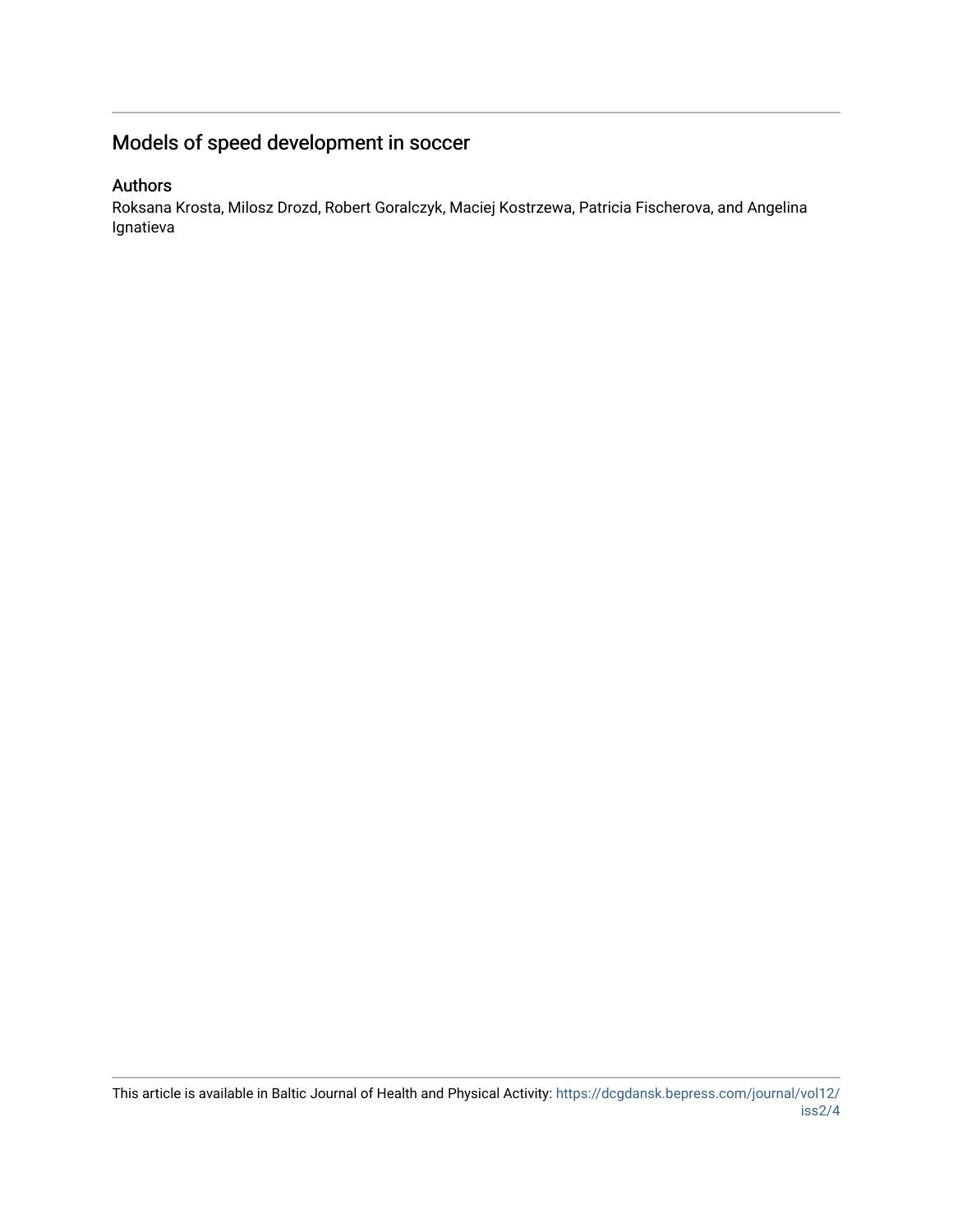# Models of speed development in soccer

## Authors

Roksana Krosta, Milosz Drozd, Robert Goralczyk, Maciej Kostrzewa, Patricia Fischerova, and Angelina Ignatieva

This article is available in Baltic Journal of Health and Physical Activity: https://dcgdansk.bepress.com/journal/vol12/iss2/4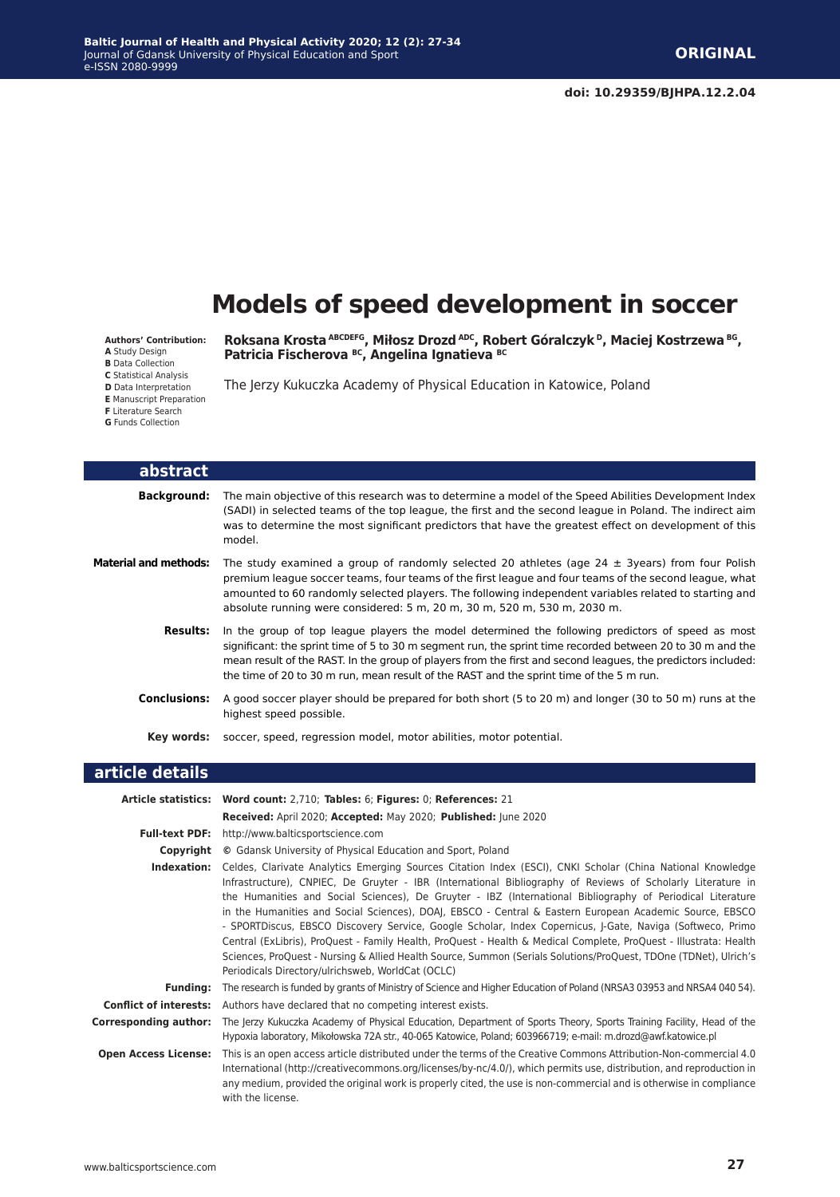**ORIGINAL**

**doi: 10.29359/BJHPA.12.2.04**

# Models of speed development in soccer

**Authors' Contribution:**
**A** Study Design
**B** Data Collection
**C** Statistical Analysis
**D** Data Interpretation
**E** Manuscript Preparation
**F** Literature Search
**G** Funds Collection

**Roksana Krosta** [ABCDEFG], **Miłosz Drozd** [ADC], **Robert Góralczyk** [D], **Maciej Kostrzewa** [BG], **Patricia Fischerova** [BC], **Angelina Ignatieva** [BC]

The Jerzy Kukuczka Academy of Physical Education in Katowice, Poland

## abstract

**Background:** The main objective of this research was to determine a model of the Speed Abilities Development Index (SADI) in selected teams of the top league, the first and the second league in Poland. The indirect aim was to determine the most significant predictors that have the greatest effect on development of this model.

**Material and methods:** The study examined a group of randomly selected 20 athletes (age 24 ± 3years) from four Polish premium league soccer teams, four teams of the first league and four teams of the second league, what amounted to 60 randomly selected players. The following independent variables related to starting and absolute running were considered: 5 m, 20 m, 30 m, 520 m, 530 m, 2030 m.

**Results:** In the group of top league players the model determined the following predictors of speed as most significant: the sprint time of 5 to 30 m segment run, the sprint time recorded between 20 to 30 m and the mean result of the RAST. In the group of players from the first and second leagues, the predictors included: the time of 20 to 30 m run, mean result of the RAST and the sprint time of the 5 m run.

**Conclusions:** A good soccer player should be prepared for both short (5 to 20 m) and longer (30 to 50 m) runs at the highest speed possible.

**Key words:** soccer, speed, regression model, motor abilities, motor potential.

## article details

**Article statistics:** **Word count:** 2,710; **Tables:** 6; **Figures:** 0; **References:** 21

**Received:** April 2020; **Accepted:** May 2020; **Published:** June 2020

**Full-text PDF:** http://www.balticsportscience.com

**Copyright** © Gdansk University of Physical Education and Sport, Poland

**Indexation:** Celdes, Clarivate Analytics Emerging Sources Citation Index (ESCI), CNKI Scholar (China National Knowledge Infrastructure), CNPIEC, De Gruyter - IBR (International Bibliography of Reviews of Scholarly Literature in the Humanities and Social Sciences), De Gruyter - IBZ (International Bibliography of Periodical Literature in the Humanities and Social Sciences), DOAJ, EBSCO - Central & Eastern European Academic Source, EBSCO - SPORTDiscus, EBSCO Discovery Service, Google Scholar, Index Copernicus, J-Gate, Naviga (Softweco, Primo Central (ExLibris), ProQuest - Family Health, ProQuest - Health & Medical Complete, ProQuest - Illustrata: Health Sciences, ProQuest - Nursing & Allied Health Source, Summon (Serials Solutions/ProQuest, TDOne (TDNet), Ulrich's Periodicals Directory/ulrichsweb, WorldCat (OCLC)

**Funding:** The research is funded by grants of Ministry of Science and Higher Education of Poland (NRSA3 03953 and NRSA4 040 54).

**Conflict of interests:** Authors have declared that no competing interest exists.

**Corresponding author:** The Jerzy Kukuczka Academy of Physical Education, Department of Sports Theory, Sports Training Facility, Head of the Hypoxia laboratory, Mikołowska 72A str., 40-065 Katowice, Poland; 603966719; e-mail: m.drozd@awf.katowice.pl

**Open Access License:** This is an open access article distributed under the terms of the Creative Commons Attribution-Non-commercial 4.0 International (http://creativecommons.org/licenses/by-nc/4.0/), which permits use, distribution, and reproduction in any medium, provided the original work is properly cited, the use is non-commercial and is otherwise in compliance with the license.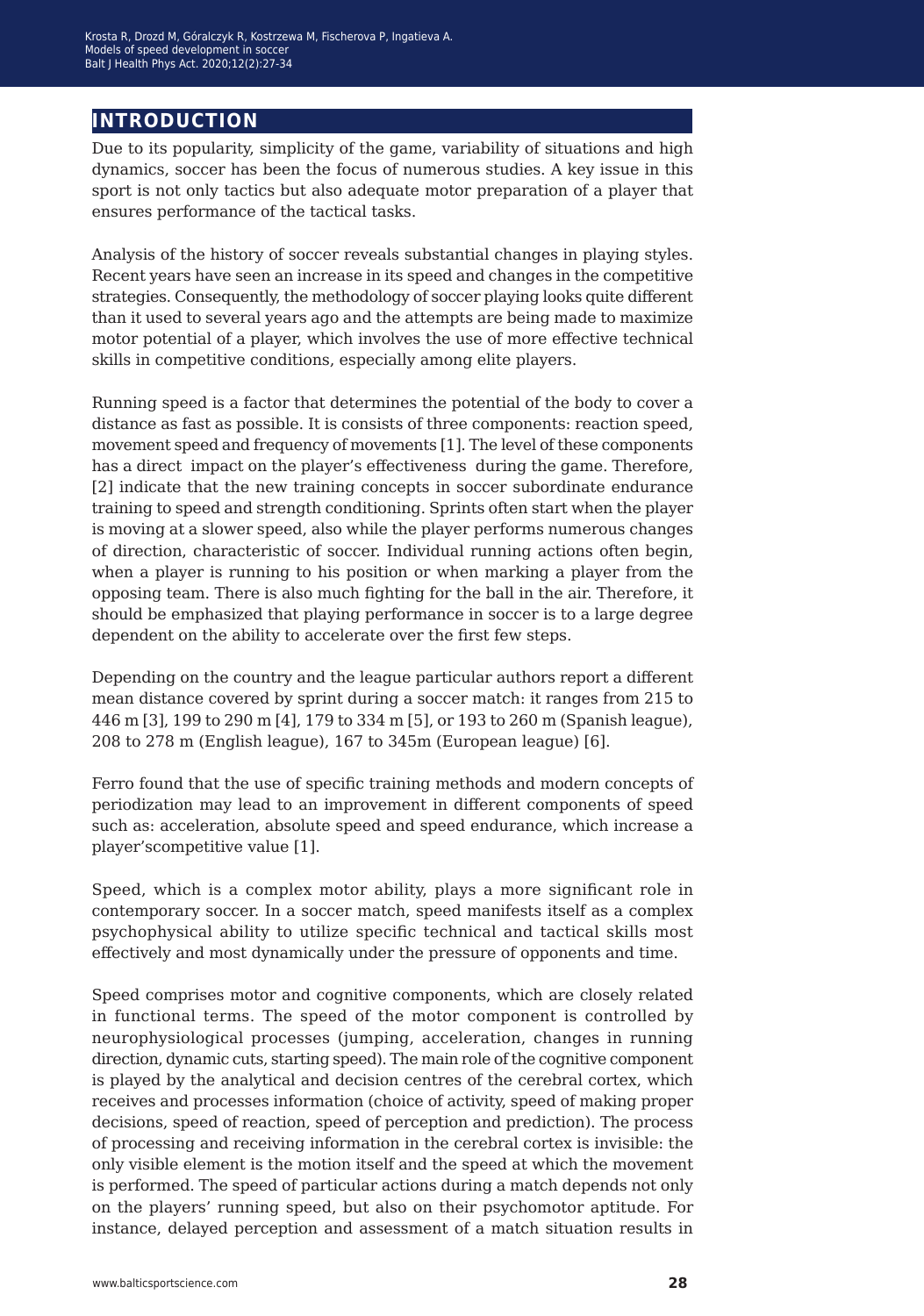## INTRODUCTION

Due to its popularity, simplicity of the game, variability of situations and high dynamics, soccer has been the focus of numerous studies. A key issue in this sport is not only tactics but also adequate motor preparation of a player that ensures performance of the tactical tasks.

Analysis of the history of soccer reveals substantial changes in playing styles. Recent years have seen an increase in its speed and changes in the competitive strategies. Consequently, the methodology of soccer playing looks quite different than it used to several years ago and the attempts are being made to maximize motor potential of a player, which involves the use of more effective technical skills in competitive conditions, especially among elite players.

Running speed is a factor that determines the potential of the body to cover a distance as fast as possible. It is consists of three components: reaction speed, movement speed and frequency of movements [1]. The level of these components has a direct impact on the player's effectiveness during the game. Therefore, [2] indicate that the new training concepts in soccer subordinate endurance training to speed and strength conditioning. Sprints often start when the player is moving at a slower speed, also while the player performs numerous changes of direction, characteristic of soccer. Individual running actions often begin, when a player is running to his position or when marking a player from the opposing team. There is also much fighting for the ball in the air. Therefore, it should be emphasized that playing performance in soccer is to a large degree dependent on the ability to accelerate over the first few steps.

Depending on the country and the league particular authors report a different mean distance covered by sprint during a soccer match: it ranges from 215 to 446 m [3], 199 to 290 m [4], 179 to 334 m [5], or 193 to 260 m (Spanish league), 208 to 278 m (English league), 167 to 345m (European league) [6].

Ferro found that the use of specific training methods and modern concepts of periodization may lead to an improvement in different components of speed such as: acceleration, absolute speed and speed endurance, which increase a player'scompetitive value [1].

Speed, which is a complex motor ability, plays a more significant role in contemporary soccer. In a soccer match, speed manifests itself as a complex psychophysical ability to utilize specific technical and tactical skills most effectively and most dynamically under the pressure of opponents and time.

Speed comprises motor and cognitive components, which are closely related in functional terms. The speed of the motor component is controlled by neurophysiological processes (jumping, acceleration, changes in running direction, dynamic cuts, starting speed). The main role of the cognitive component is played by the analytical and decision centres of the cerebral cortex, which receives and processes information (choice of activity, speed of making proper decisions, speed of reaction, speed of perception and prediction). The process of processing and receiving information in the cerebral cortex is invisible: the only visible element is the motion itself and the speed at which the movement is performed. The speed of particular actions during a match depends not only on the players' running speed, but also on their psychomotor aptitude. For instance, delayed perception and assessment of a match situation results in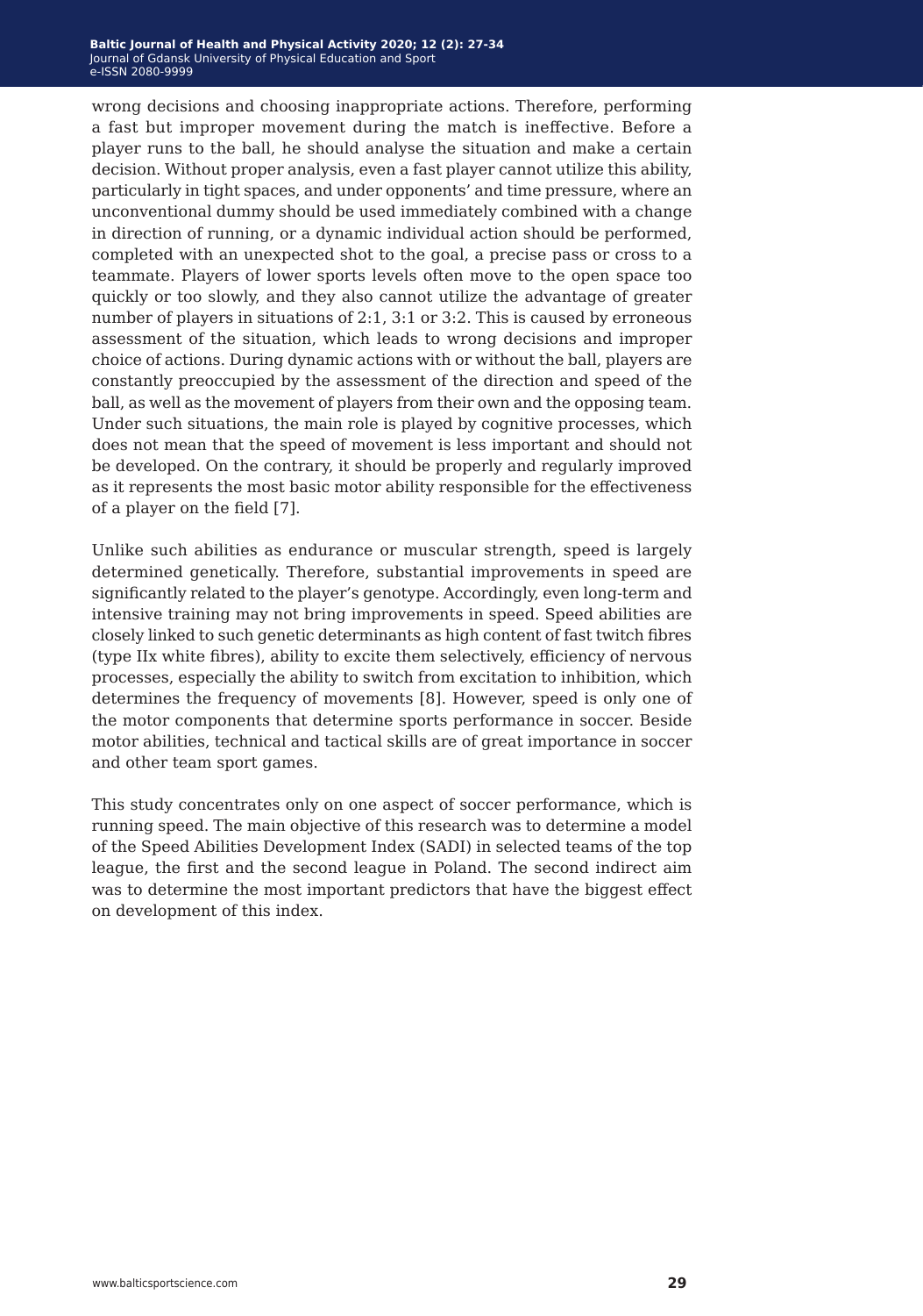wrong decisions and choosing inappropriate actions. Therefore, performing a fast but improper movement during the match is ineffective. Before a player runs to the ball, he should analyse the situation and make a certain decision. Without proper analysis, even a fast player cannot utilize this ability, particularly in tight spaces, and under opponents' and time pressure, where an unconventional dummy should be used immediately combined with a change in direction of running, or a dynamic individual action should be performed, completed with an unexpected shot to the goal, a precise pass or cross to a teammate. Players of lower sports levels often move to the open space too quickly or too slowly, and they also cannot utilize the advantage of greater number of players in situations of 2:1, 3:1 or 3:2. This is caused by erroneous assessment of the situation, which leads to wrong decisions and improper choice of actions. During dynamic actions with or without the ball, players are constantly preoccupied by the assessment of the direction and speed of the ball, as well as the movement of players from their own and the opposing team. Under such situations, the main role is played by cognitive processes, which does not mean that the speed of movement is less important and should not be developed. On the contrary, it should be properly and regularly improved as it represents the most basic motor ability responsible for the effectiveness of a player on the field [7].

Unlike such abilities as endurance or muscular strength, speed is largely determined genetically. Therefore, substantial improvements in speed are significantly related to the player's genotype. Accordingly, even long-term and intensive training may not bring improvements in speed. Speed abilities are closely linked to such genetic determinants as high content of fast twitch fibres (type IIx white fibres), ability to excite them selectively, efficiency of nervous processes, especially the ability to switch from excitation to inhibition, which determines the frequency of movements [8]. However, speed is only one of the motor components that determine sports performance in soccer. Beside motor abilities, technical and tactical skills are of great importance in soccer and other team sport games.

This study concentrates only on one aspect of soccer performance, which is running speed. The main objective of this research was to determine a model of the Speed Abilities Development Index (SADI) in selected teams of the top league, the first and the second league in Poland. The second indirect aim was to determine the most important predictors that have the biggest effect on development of this index.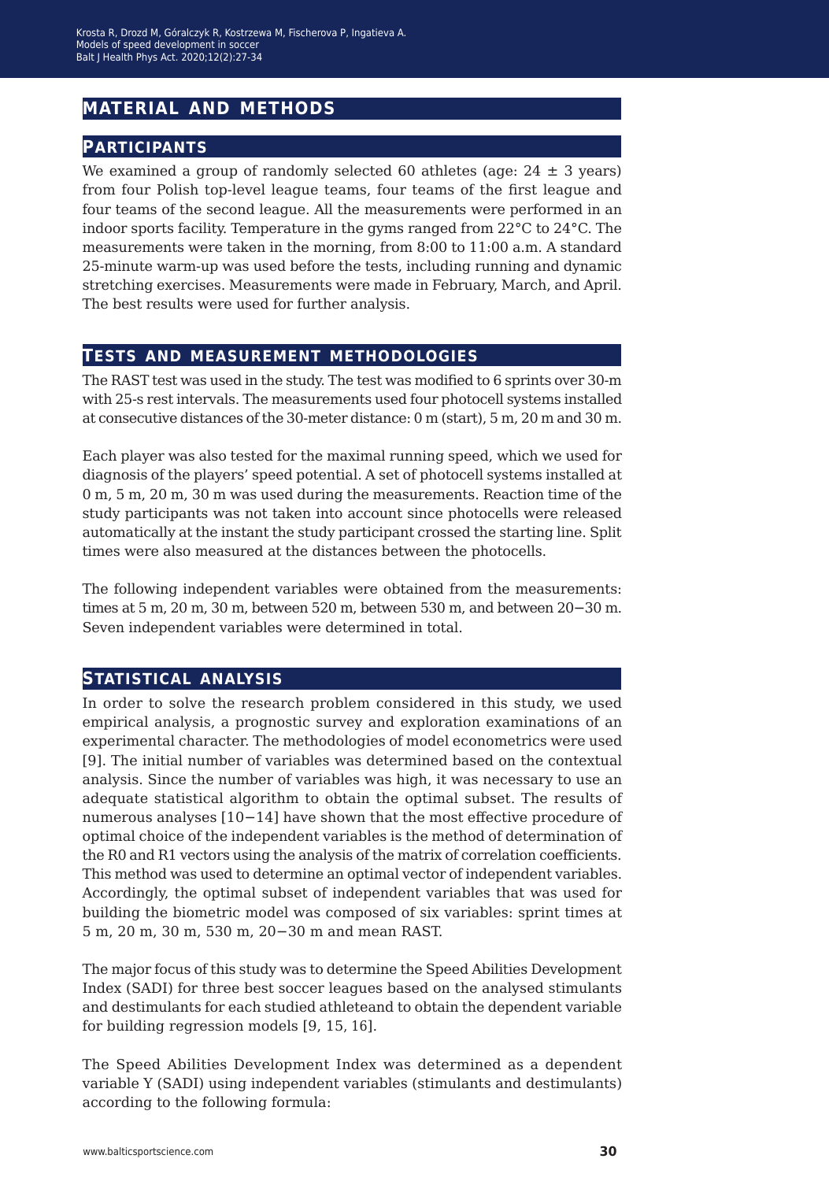## MATERIAL AND METHODS

### PARTICIPANTS

We examined a group of randomly selected 60 athletes (age: 24 ± 3 years) from four Polish top-level league teams, four teams of the first league and four teams of the second league. All the measurements were performed in an indoor sports facility. Temperature in the gyms ranged from 22°C to 24°C. The measurements were taken in the morning, from 8:00 to 11:00 a.m. A standard 25-minute warm-up was used before the tests, including running and dynamic stretching exercises. Measurements were made in February, March, and April. The best results were used for further analysis.

### TESTS AND MEASUREMENT METHODOLOGIES

The RAST test was used in the study. The test was modified to 6 sprints over 30-m with 25-s rest intervals. The measurements used four photocell systems installed at consecutive distances of the 30-meter distance: 0 m (start), 5 m, 20 m and 30 m.

Each player was also tested for the maximal running speed, which we used for diagnosis of the players' speed potential. A set of photocell systems installed at 0 m, 5 m, 20 m, 30 m was used during the measurements. Reaction time of the study participants was not taken into account since photocells were released automatically at the instant the study participant crossed the starting line. Split times were also measured at the distances between the photocells.

The following independent variables were obtained from the measurements: times at 5 m, 20 m, 30 m, between 520 m, between 530 m, and between 20−30 m. Seven independent variables were determined in total.

### STATISTICAL ANALYSIS

In order to solve the research problem considered in this study, we used empirical analysis, a prognostic survey and exploration examinations of an experimental character. The methodologies of model econometrics were used [9]. The initial number of variables was determined based on the contextual analysis. Since the number of variables was high, it was necessary to use an adequate statistical algorithm to obtain the optimal subset. The results of numerous analyses [10−14] have shown that the most effective procedure of optimal choice of the independent variables is the method of determination of the R0 and R1 vectors using the analysis of the matrix of correlation coefficients. This method was used to determine an optimal vector of independent variables. Accordingly, the optimal subset of independent variables that was used for building the biometric model was composed of six variables: sprint times at 5 m, 20 m, 30 m, 530 m, 20−30 m and mean RAST.

The major focus of this study was to determine the Speed Abilities Development Index (SADI) for three best soccer leagues based on the analysed stimulants and destimulants for each studied athleteand to obtain the dependent variable for building regression models [9, 15, 16].

The Speed Abilities Development Index was determined as a dependent variable Y (SADI) using independent variables (stimulants and destimulants) according to the following formula: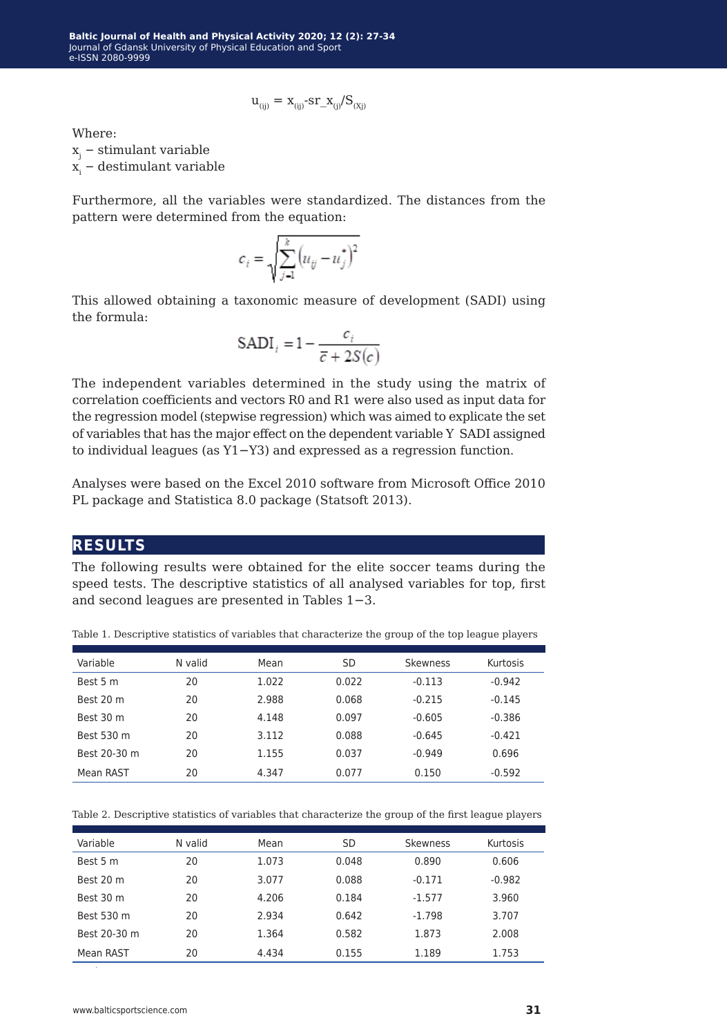$$u_{(ij)} = x_{(ij)}\text{-sr\_}x_{(j)}/S_{(Xj)}$$

Where:

$x_j$ – stimulant variable

$x_i$ – destimulant variable

Furthermore, all the variables were standardized. The distances from the pattern were determined from the equation:

$$c_i = \sqrt{\sum_{j=1}^{k}\left(u_{ij} - u_j^*\right)^2}$$

This allowed obtaining a taxonomic measure of development (SADI) using the formula:

$$\text{SADI}_i = 1 - \frac{c_i}{\bar{c} + 2S(c)}$$

The independent variables determined in the study using the matrix of correlation coefficients and vectors R0 and R1 were also used as input data for the regression model (stepwise regression) which was aimed to explicate the set of variables that has the major effect on the dependent variable Y SADI assigned to individual leagues (as Y1−Y3) and expressed as a regression function.

Analyses were based on the Excel 2010 software from Microsoft Office 2010 PL package and Statistica 8.0 package (Statsoft 2013).

## RESULTS

The following results were obtained for the elite soccer teams during the speed tests. The descriptive statistics of all analysed variables for top, first and second leagues are presented in Tables 1−3.

Table 1. Descriptive statistics of variables that characterize the group of the top league players

| Variable | N valid | Mean | SD | Skewness | Kurtosis |
|---|---|---|---|---|---|
| Best 5 m | 20 | 1.022 | 0.022 | -0.113 | -0.942 |
| Best 20 m | 20 | 2.988 | 0.068 | -0.215 | -0.145 |
| Best 30 m | 20 | 4.148 | 0.097 | -0.605 | -0.386 |
| Best 530 m | 20 | 3.112 | 0.088 | -0.645 | -0.421 |
| Best 20-30 m | 20 | 1.155 | 0.037 | -0.949 | 0.696 |
| Mean RAST | 20 | 4.347 | 0.077 | 0.150 | -0.592 |

Table 2. Descriptive statistics of variables that characterize the group of the first league players

| Variable | N valid | Mean | SD | Skewness | Kurtosis |
|---|---|---|---|---|---|
| Best 5 m | 20 | 1.073 | 0.048 | 0.890 | 0.606 |
| Best 20 m | 20 | 3.077 | 0.088 | -0.171 | -0.982 |
| Best 30 m | 20 | 4.206 | 0.184 | -1.577 | 3.960 |
| Best 530 m | 20 | 2.934 | 0.642 | -1.798 | 3.707 |
| Best 20-30 m | 20 | 1.364 | 0.582 | 1.873 | 2.008 |
| Mean RAST | 20 | 4.434 | 0.155 | 1.189 | 1.753 |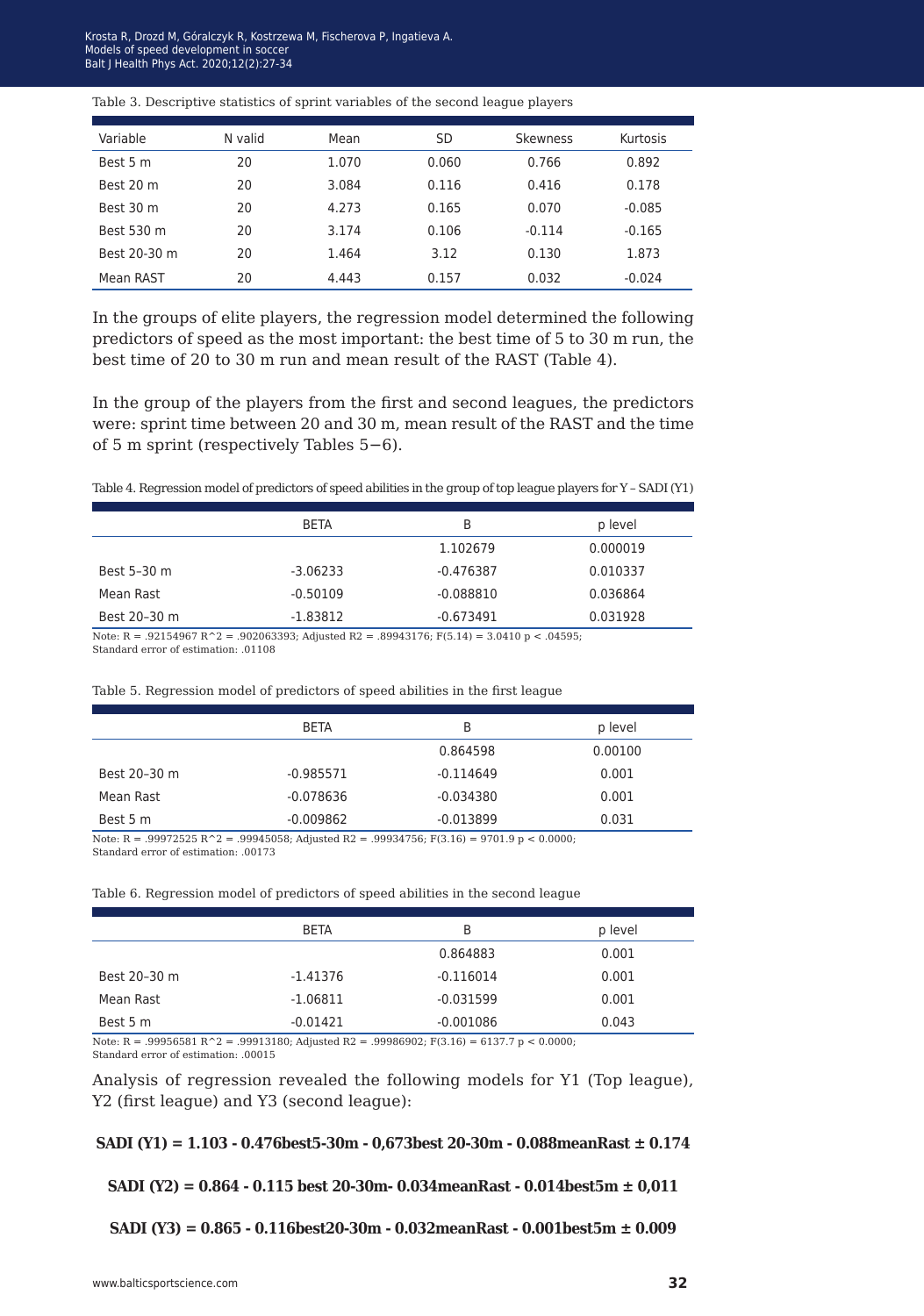Table 3. Descriptive statistics of sprint variables of the second league players

| Variable | N valid | Mean | SD | Skewness | Kurtosis |
|---|---|---|---|---|---|
| Best 5 m | 20 | 1.070 | 0.060 | 0.766 | 0.892 |
| Best 20 m | 20 | 3.084 | 0.116 | 0.416 | 0.178 |
| Best 30 m | 20 | 4.273 | 0.165 | 0.070 | -0.085 |
| Best 530 m | 20 | 3.174 | 0.106 | -0.114 | -0.165 |
| Best 20-30 m | 20 | 1.464 | 3.12 | 0.130 | 1.873 |
| Mean RAST | 20 | 4.443 | 0.157 | 0.032 | -0.024 |

In the groups of elite players, the regression model determined the following predictors of speed as the most important: the best time of 5 to 30 m run, the best time of 20 to 30 m run and mean result of the RAST (Table 4).

In the group of the players from the first and second leagues, the predictors were: sprint time between 20 and 30 m, mean result of the RAST and the time of 5 m sprint (respectively Tables 5−6).

Table 4. Regression model of predictors of speed abilities in the group of top league players for Y – SADI (Y1)

| | BETA | B | p level |
|---|---|---|---|
| | | 1.102679 | 0.000019 |
| Best 5–30 m | -3.06233 | -0.476387 | 0.010337 |
| Mean Rast | -0.50109 | -0.088810 | 0.036864 |
| Best 20–30 m | -1.83812 | -0.673491 | 0.031928 |

Note: R = .92154967 $R^2$ = .902063393; Adjusted R2 = .89943176; F(5.14) = 3.0410 p < .04595; Standard error of estimation: .01108

Table 5. Regression model of predictors of speed abilities in the first league

| | BETA | B | p level |
|---|---|---|---|
| | | 0.864598 | 0.00100 |
| Best 20–30 m | -0.985571 | -0.114649 | 0.001 |
| Mean Rast | -0.078636 | -0.034380 | 0.001 |
| Best 5 m | -0.009862 | -0.013899 | 0.031 |

Note: R = .99972525 $R^2$ = .99945058; Adjusted R2 = .99934756; F(3.16) = 9701.9 p < 0.0000; Standard error of estimation: .00173

Table 6. Regression model of predictors of speed abilities in the second league

| | BETA | B | p level |
|---|---|---|---|
| | | 0.864883 | 0.001 |
| Best 20–30 m | -1.41376 | -0.116014 | 0.001 |
| Mean Rast | -1.06811 | -0.031599 | 0.001 |
| Best 5 m | -0.01421 | -0.001086 | 0.043 |

Note: R = .99956581 $R^2$ = .99913180; Adjusted R2 = .99986902; F(3.16) = 6137.7 p < 0.0000; Standard error of estimation: .00015

Analysis of regression revealed the following models for Y1 (Top league), Y2 (first league) and Y3 (second league):

**SADI (Y1) = 1.103 - 0.476best5-30m - 0,673best 20-30m - 0.088meanRast ± 0.174**

**SADI (Y2) = 0.864 - 0.115 best 20-30m- 0.034meanRast - 0.014best5m ± 0,011**

**SADI (Y3) = 0.865 - 0.116best20-30m - 0.032meanRast - 0.001best5m ± 0.009**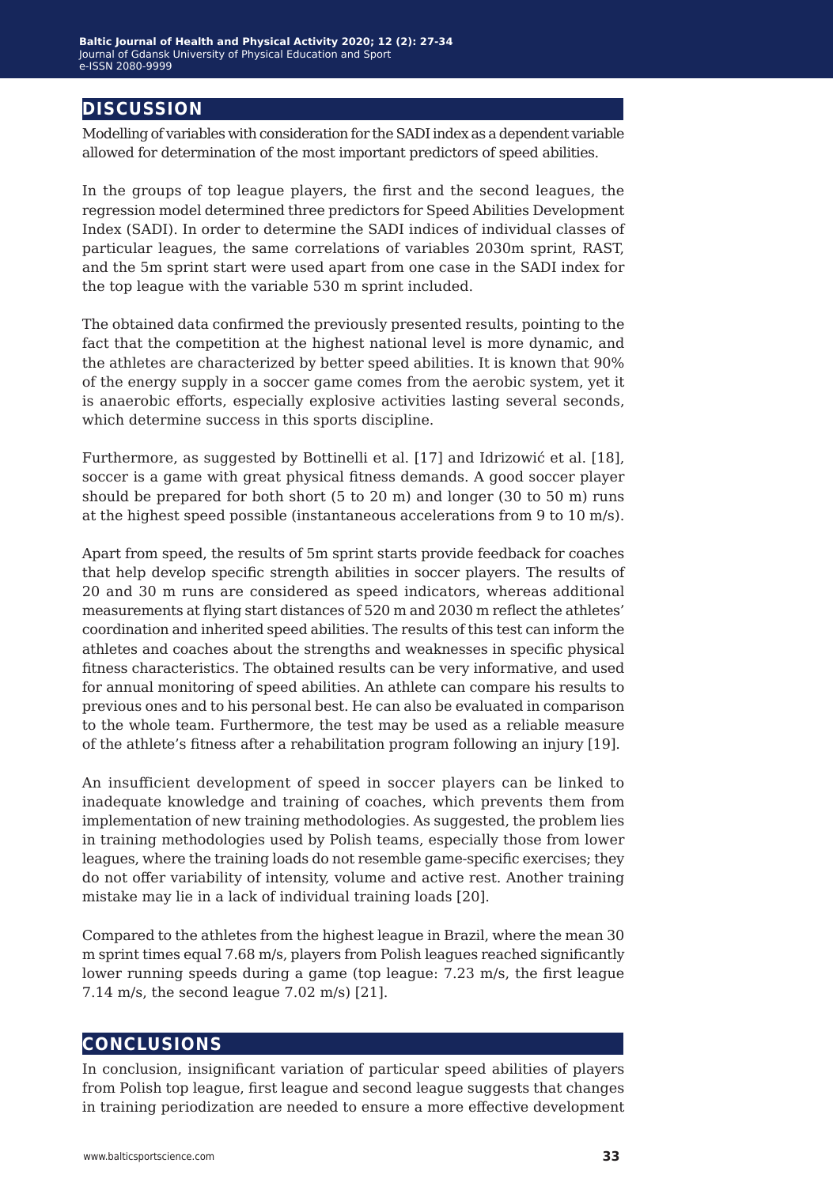## DISCUSSION

Modelling of variables with consideration for the SADI index as a dependent variable allowed for determination of the most important predictors of speed abilities.

In the groups of top league players, the first and the second leagues, the regression model determined three predictors for Speed Abilities Development Index (SADI). In order to determine the SADI indices of individual classes of particular leagues, the same correlations of variables 2030m sprint, RAST, and the 5m sprint start were used apart from one case in the SADI index for the top league with the variable 530 m sprint included.

The obtained data confirmed the previously presented results, pointing to the fact that the competition at the highest national level is more dynamic, and the athletes are characterized by better speed abilities. It is known that 90% of the energy supply in a soccer game comes from the aerobic system, yet it is anaerobic efforts, especially explosive activities lasting several seconds, which determine success in this sports discipline.

Furthermore, as suggested by Bottinelli et al. [17] and Idrizowić et al. [18], soccer is a game with great physical fitness demands. A good soccer player should be prepared for both short (5 to 20 m) and longer (30 to 50 m) runs at the highest speed possible (instantaneous accelerations from 9 to 10 m/s).

Apart from speed, the results of 5m sprint starts provide feedback for coaches that help develop specific strength abilities in soccer players. The results of 20 and 30 m runs are considered as speed indicators, whereas additional measurements at flying start distances of 520 m and 2030 m reflect the athletes' coordination and inherited speed abilities. The results of this test can inform the athletes and coaches about the strengths and weaknesses in specific physical fitness characteristics. The obtained results can be very informative, and used for annual monitoring of speed abilities. An athlete can compare his results to previous ones and to his personal best. He can also be evaluated in comparison to the whole team. Furthermore, the test may be used as a reliable measure of the athlete's fitness after a rehabilitation program following an injury [19].

An insufficient development of speed in soccer players can be linked to inadequate knowledge and training of coaches, which prevents them from implementation of new training methodologies. As suggested, the problem lies in training methodologies used by Polish teams, especially those from lower leagues, where the training loads do not resemble game-specific exercises; they do not offer variability of intensity, volume and active rest. Another training mistake may lie in a lack of individual training loads [20].

Compared to the athletes from the highest league in Brazil, where the mean 30 m sprint times equal 7.68 m/s, players from Polish leagues reached significantly lower running speeds during a game (top league: 7.23 m/s, the first league 7.14 m/s, the second league 7.02 m/s) [21].

## CONCLUSIONS

In conclusion, insignificant variation of particular speed abilities of players from Polish top league, first league and second league suggests that changes in training periodization are needed to ensure a more effective development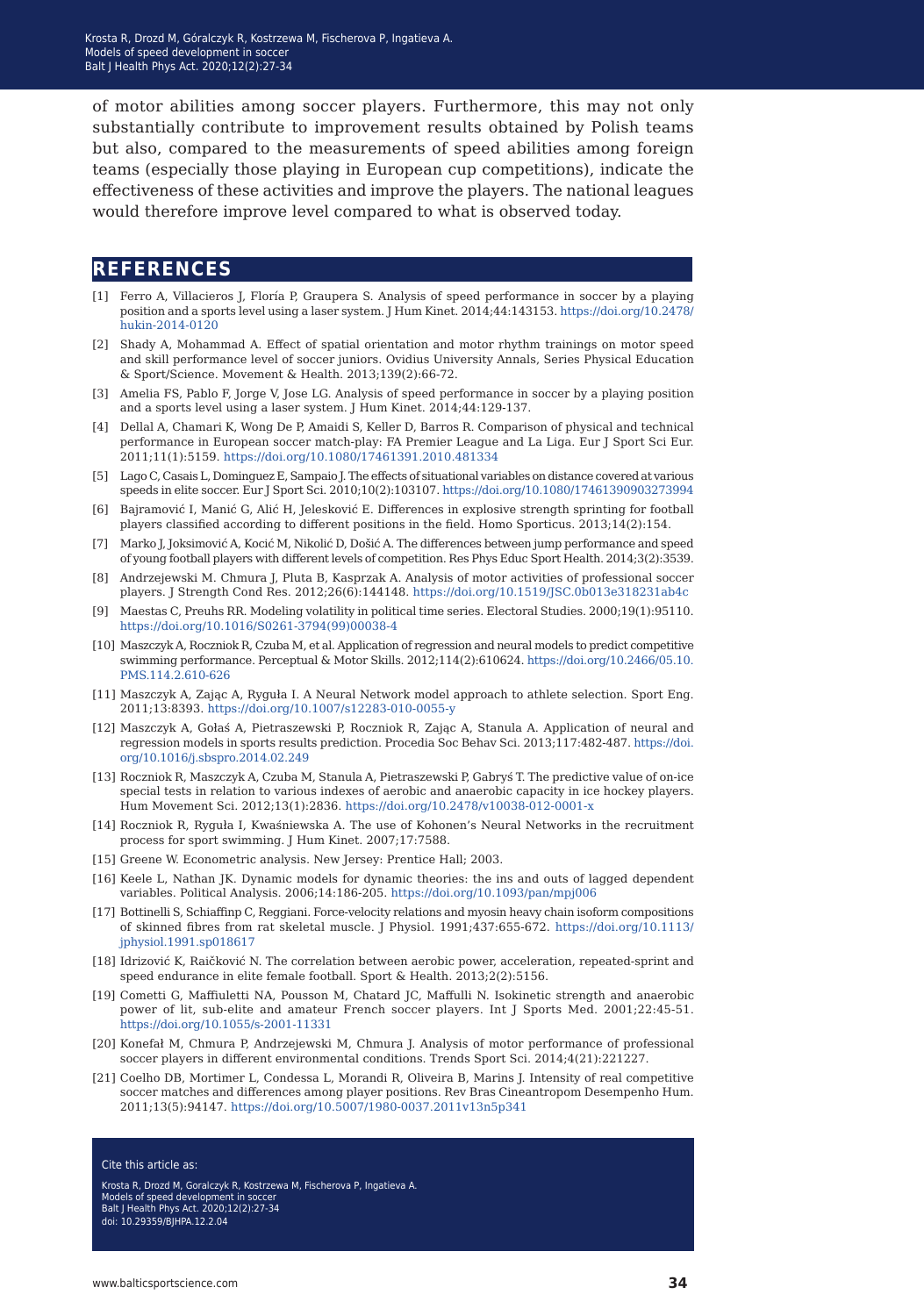of motor abilities among soccer players. Furthermore, this may not only substantially contribute to improvement results obtained by Polish teams but also, compared to the measurements of speed abilities among foreign teams (especially those playing in European cup competitions), indicate the effectiveness of these activities and improve the players. The national leagues would therefore improve level compared to what is observed today.

## REFERENCES

[1] Ferro A, Villacieros J, Floría P, Graupera S. Analysis of speed performance in soccer by a playing position and a sports level using a laser system. J Hum Kinet. 2014;44:143153. https://doi.org/10.2478/hukin-2014-0120

[2] Shady A, Mohammad A. Effect of spatial orientation and motor rhythm trainings on motor speed and skill performance level of soccer juniors. Ovidius University Annals, Series Physical Education & Sport/Science. Movement & Health. 2013;139(2):66-72.

[3] Amelia FS, Pablo F, Jorge V, Jose LG. Analysis of speed performance in soccer by a playing position and a sports level using a laser system. J Hum Kinet. 2014;44:129-137.

[4] Dellal A, Chamari K, Wong De P, Amaidi S, Keller D, Barros R. Comparison of physical and technical performance in European soccer match-play: FA Premier League and La Liga. Eur J Sport Sci Eur. 2011;11(1):5159. https://doi.org/10.1080/17461391.2010.481334

[5] Lago C, Casais L, Dominguez E, Sampaio J. The effects of situational variables on distance covered at various speeds in elite soccer. Eur J Sport Sci. 2010;10(2):103107. https://doi.org/10.1080/17461390903273994

[6] Bajramović I, Manić G, Alić H, Jelesković E. Differences in explosive strength sprinting for football players classified according to different positions in the field. Homo Sporticus. 2013;14(2):154.

[7] Marko J, Joksimović A, Kocić M, Nikolić D, Došić A. The differences between jump performance and speed of young football players with different levels of competition. Res Phys Educ Sport Health. 2014;3(2):3539.

[8] Andrzejewski M. Chmura J, Pluta B, Kasprzak A. Analysis of motor activities of professional soccer players. J Strength Cond Res. 2012;26(6):144148. https://doi.org/10.1519/JSC.0b013e318231ab4c

[9] Maestas C, Preuhs RR. Modeling volatility in political time series. Electoral Studies. 2000;19(1):95110. https://doi.org/10.1016/S0261-3794(99)00038-4

[10] Maszczyk A, Roczniok R, Czuba M, et al. Application of regression and neural models to predict competitive swimming performance. Perceptual & Motor Skills. 2012;114(2):610624. https://doi.org/10.2466/05.10.PMS.114.2.610-626

[11] Maszczyk A, Zając A, Ryguła I. A Neural Network model approach to athlete selection. Sport Eng. 2011;13:8393. https://doi.org/10.1007/s12283-010-0055-y

[12] Maszczyk A, Gołaś A, Pietraszewski P, Roczniok R, Zając A, Stanula A. Application of neural and regression models in sports results prediction. Procedia Soc Behav Sci. 2013;117:482-487. https://doi.org/10.1016/j.sbspro.2014.02.249

[13] Roczniok R, Maszczyk A, Czuba M, Stanula A, Pietraszewski P, Gabryś T. The predictive value of on-ice special tests in relation to various indexes of aerobic and anaerobic capacity in ice hockey players. Hum Movement Sci. 2012;13(1):2836. https://doi.org/10.2478/v10038-012-0001-x

[14] Roczniok R, Ryguła I, Kwaśniewska A. The use of Kohonen's Neural Networks in the recruitment process for sport swimming. J Hum Kinet. 2007;17:7588.

[15] Greene W. Econometric analysis. New Jersey: Prentice Hall; 2003.

[16] Keele L, Nathan JK. Dynamic models for dynamic theories: the ins and outs of lagged dependent variables. Political Analysis. 2006;14:186-205. https://doi.org/10.1093/pan/mpj006

[17] Bottinelli S, Schiaffinp C, Reggiani. Force-velocity relations and myosin heavy chain isoform compositions of skinned fibres from rat skeletal muscle. J Physiol. 1991;437:655-672. https://doi.org/10.1113/jphysiol.1991.sp018617

[18] Idrizović K, Raičković N. The correlation between aerobic power, acceleration, repeated-sprint and speed endurance in elite female football. Sport & Health. 2013;2(2):5156.

[19] Cometti G, Maffiuletti NA, Pousson M, Chatard JC, Maffulli N. Isokinetic strength and anaerobic power of lit, sub-elite and amateur French soccer players. Int J Sports Med. 2001;22:45-51. https://doi.org/10.1055/s-2001-11331

[20] Konefał M, Chmura P, Andrzejewski M, Chmura J. Analysis of motor performance of professional soccer players in different environmental conditions. Trends Sport Sci. 2014;4(21):221227.

[21] Coelho DB, Mortimer L, Condessa L, Morandi R, Oliveira B, Marins J. Intensity of real competitive soccer matches and differences among player positions. Rev Bras Cineantropom Desempenho Hum. 2011;13(5):94147. https://doi.org/10.5007/1980-0037.2011v13n5p341

Cite this article as:

Krosta R, Drozd M, Goralczyk R, Kostrzewa M, Fischerova P, Ingatieva A.
Models of speed development in soccer
Balt J Health Phys Act. 2020;12(2):27-34
doi: 10.29359/BJHPA.12.2.04